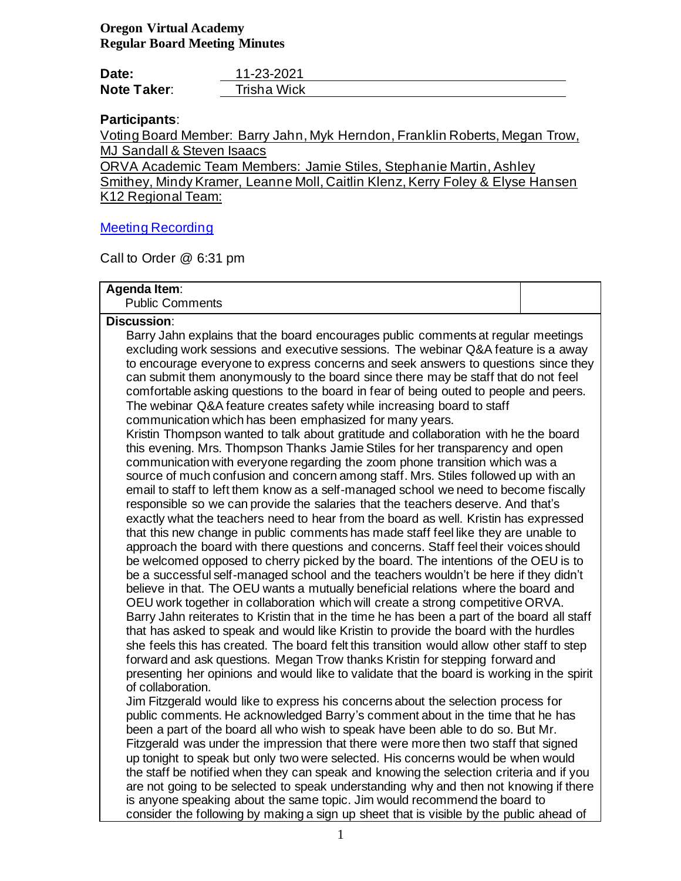**Oregon Virtual Academy**
**Regular Board Meeting Minutes**

| | |
|---|---|
| **Date:** | 11-23-2021 |
| **Note Taker**: | Trisha Wick |

**Participants**:

Voting Board Member: Barry Jahn, Myk Herndon, Franklin Roberts, Megan Trow, MJ Sandall & Steven Isaacs
ORVA Academic Team Members: Jamie Stiles, Stephanie Martin, Ashley Smithey, Mindy Kramer, Leanne Moll, Caitlin Klenz, Kerry Foley & Elyse Hansen
K12 Regional Team:

Meeting Recording

Call to Order @ 6:31 pm

| **Agenda Item**: Public Comments | |
|---|---|

**Discussion**:

Barry Jahn explains that the board encourages public comments at regular meetings excluding work sessions and executive sessions. The webinar Q&A feature is a away to encourage everyone to express concerns and seek answers to questions since they can submit them anonymously to the board since there may be staff that do not feel comfortable asking questions to the board in fear of being outed to people and peers. The webinar Q&A feature creates safety while increasing board to staff communication which has been emphasized for many years.

Kristin Thompson wanted to talk about gratitude and collaboration with he the board this evening. Mrs. Thompson Thanks Jamie Stiles for her transparency and open communication with everyone regarding the zoom phone transition which was a source of much confusion and concern among staff. Mrs. Stiles followed up with an email to staff to left them know as a self-managed school we need to become fiscally responsible so we can provide the salaries that the teachers deserve. And that's exactly what the teachers need to hear from the board as well. Kristin has expressed that this new change in public comments has made staff feel like they are unable to approach the board with there questions and concerns. Staff feel their voices should be welcomed opposed to cherry picked by the board. The intentions of the OEU is to be a successful self-managed school and the teachers wouldn't be here if they didn't believe in that. The OEU wants a mutually beneficial relations where the board and OEU work together in collaboration which will create a strong competitive ORVA.

Barry Jahn reiterates to Kristin that in the time he has been a part of the board all staff that has asked to speak and would like Kristin to provide the board with the hurdles she feels this has created. The board felt this transition would allow other staff to step forward and ask questions. Megan Trow thanks Kristin for stepping forward and presenting her opinions and would like to validate that the board is working in the spirit of collaboration.

Jim Fitzgerald would like to express his concerns about the selection process for public comments. He acknowledged Barry's comment about in the time that he has been a part of the board all who wish to speak have been able to do so. But Mr. Fitzgerald was under the impression that there were more then two staff that signed up tonight to speak but only two were selected. His concerns would be when would the staff be notified when they can speak and knowing the selection criteria and if you are not going to be selected to speak understanding why and then not knowing if there is anyone speaking about the same topic. Jim would recommend the board to consider the following by making a sign up sheet that is visible by the public ahead of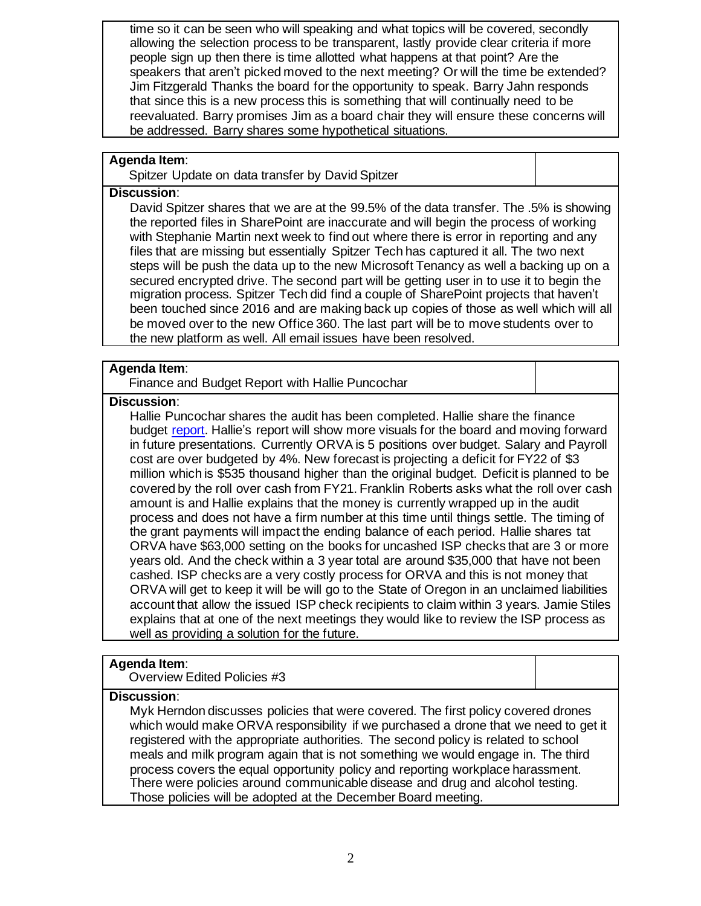time so it can be seen who will speaking and what topics will be covered, secondly allowing the selection process to be transparent, lastly provide clear criteria if more people sign up then there is time allotted what happens at that point? Are the speakers that aren't picked moved to the next meeting? Or will the time be extended? Jim Fitzgerald Thanks the board for the opportunity to speak. Barry Jahn responds that since this is a new process this is something that will continually need to be reevaluated. Barry promises Jim as a board chair they will ensure these concerns will be addressed. Barry shares some hypothetical situations.

**Agenda Item**:
Spitzer Update on data transfer by David Spitzer

**Discussion**:
David Spitzer shares that we are at the 99.5% of the data transfer. The .5% is showing the reported files in SharePoint are inaccurate and will begin the process of working with Stephanie Martin next week to find out where there is error in reporting and any files that are missing but essentially Spitzer Tech has captured it all. The two next steps will be push the data up to the new Microsoft Tenancy as well a backing up on a secured encrypted drive. The second part will be getting user in to use it to begin the migration process. Spitzer Tech did find a couple of SharePoint projects that haven't been touched since 2016 and are making back up copies of those as well which will all be moved over to the new Office 360. The last part will be to move students over to the new platform as well. All email issues have been resolved.

**Agenda Item**:
Finance and Budget Report with Hallie Puncochar

**Discussion**:
Hallie Puncochar shares the audit has been completed. Hallie share the finance budget report. Hallie's report will show more visuals for the board and moving forward in future presentations. Currently ORVA is 5 positions over budget. Salary and Payroll cost are over budgeted by 4%. New forecast is projecting a deficit for FY22 of $3 million which is $535 thousand higher than the original budget. Deficit is planned to be covered by the roll over cash from FY21. Franklin Roberts asks what the roll over cash amount is and Hallie explains that the money is currently wrapped up in the audit process and does not have a firm number at this time until things settle. The timing of the grant payments will impact the ending balance of each period. Hallie shares tat ORVA have $63,000 setting on the books for uncashed ISP checks that are 3 or more years old. And the check within a 3 year total are around $35,000 that have not been cashed. ISP checks are a very costly process for ORVA and this is not money that ORVA will get to keep it will be will go to the State of Oregon in an unclaimed liabilities account that allow the issued ISP check recipients to claim within 3 years. Jamie Stiles explains that at one of the next meetings they would like to review the ISP process as well as providing a solution for the future.

**Agenda Item**:
Overview Edited Policies #3

**Discussion**:
Myk Herndon discusses policies that were covered. The first policy covered drones which would make ORVA responsibility if we purchased a drone that we need to get it registered with the appropriate authorities. The second policy is related to school meals and milk program again that is not something we would engage in. The third process covers the equal opportunity policy and reporting workplace harassment. There were policies around communicable disease and drug and alcohol testing. Those policies will be adopted at the December Board meeting.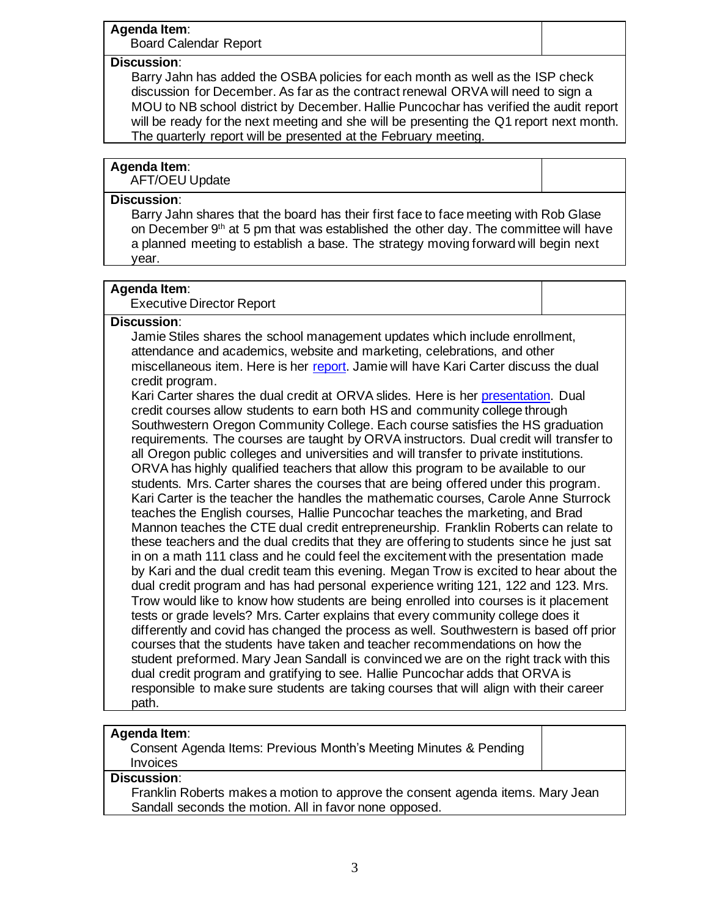**Agenda Item**:
Board Calendar Report

**Discussion**:
Barry Jahn has added the OSBA policies for each month as well as the ISP check discussion for December. As far as the contract renewal ORVA will need to sign a MOU to NB school district by December. Hallie Puncochar has verified the audit report will be ready for the next meeting and she will be presenting the Q1 report next month. The quarterly report will be presented at the February meeting.

**Agenda Item**:
AFT/OEU Update

**Discussion**:
Barry Jahn shares that the board has their first face to face meeting with Rob Glase on December 9th at 5 pm that was established the other day. The committee will have a planned meeting to establish a base. The strategy moving forward will begin next year.

**Agenda Item**:
Executive Director Report

**Discussion**:
Jamie Stiles shares the school management updates which include enrollment, attendance and academics, website and marketing, celebrations, and other miscellaneous item. Here is her [report](). Jamie will have Kari Carter discuss the dual credit program.
Kari Carter shares the dual credit at ORVA slides. Here is her [presentation](). Dual credit courses allow students to earn both HS and community college through Southwestern Oregon Community College. Each course satisfies the HS graduation requirements. The courses are taught by ORVA instructors. Dual credit will transfer to all Oregon public colleges and universities and will transfer to private institutions. ORVA has highly qualified teachers that allow this program to be available to our students. Mrs. Carter shares the courses that are being offered under this program. Kari Carter is the teacher the handles the mathematic courses, Carole Anne Sturrock teaches the English courses, Hallie Puncochar teaches the marketing, and Brad Mannon teaches the CTE dual credit entrepreneurship. Franklin Roberts can relate to these teachers and the dual credits that they are offering to students since he just sat in on a math 111 class and he could feel the excitement with the presentation made by Kari and the dual credit team this evening. Megan Trow is excited to hear about the dual credit program and has had personal experience writing 121, 122 and 123. Mrs. Trow would like to know how students are being enrolled into courses is it placement tests or grade levels? Mrs. Carter explains that every community college does it differently and covid has changed the process as well. Southwestern is based off prior courses that the students have taken and teacher recommendations on how the student preformed. Mary Jean Sandall is convinced we are on the right track with this dual credit program and gratifying to see. Hallie Puncochar adds that ORVA is responsible to make sure students are taking courses that will align with their career path.

**Agenda Item**:
Consent Agenda Items: Previous Month's Meeting Minutes & Pending Invoices

**Discussion**:
Franklin Roberts makes a motion to approve the consent agenda items. Mary Jean Sandall seconds the motion. All in favor none opposed.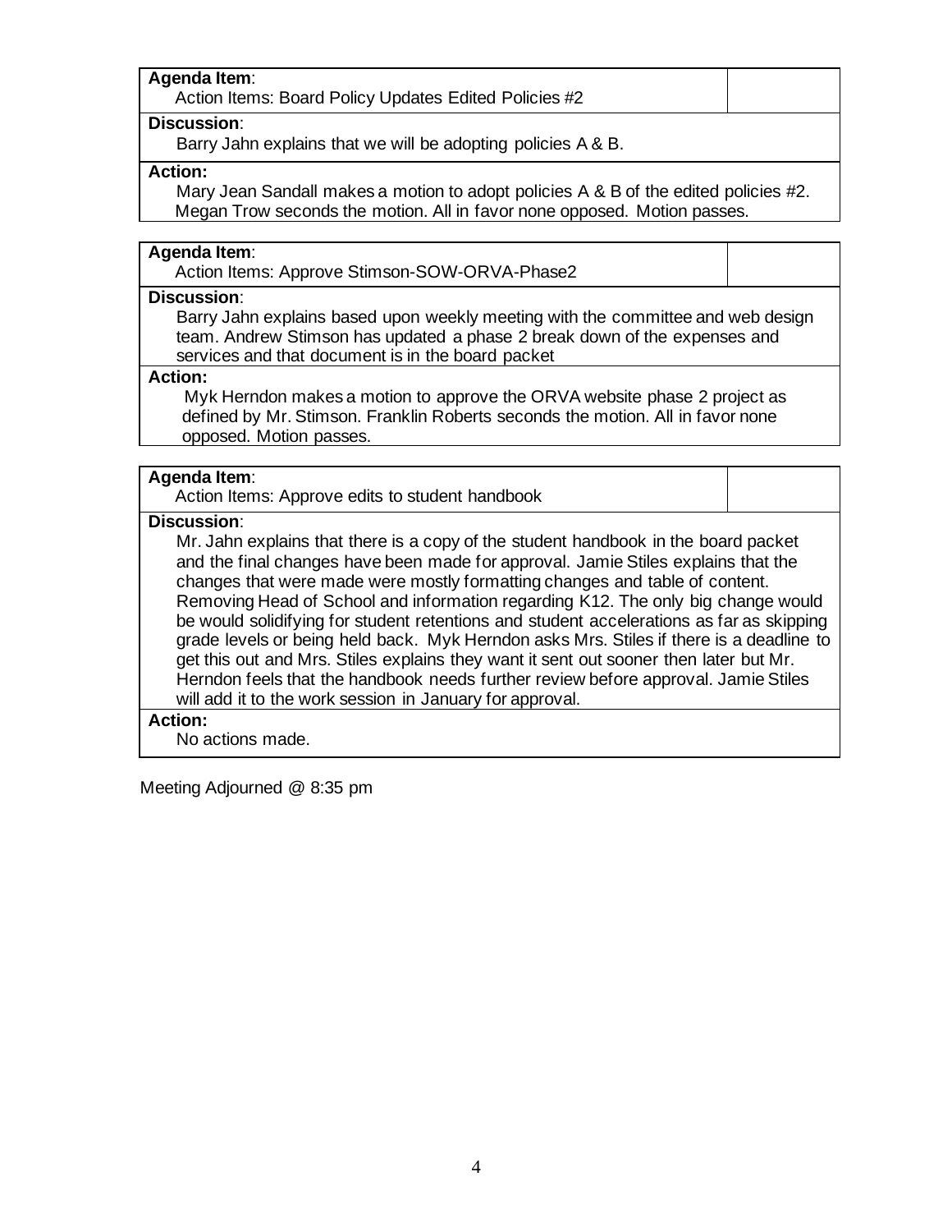**Agenda Item**:
Action Items: Board Policy Updates Edited Policies #2

**Discussion**:
Barry Jahn explains that we will be adopting policies A & B.

**Action:**
Mary Jean Sandall makes a motion to adopt policies A & B of the edited policies #2. Megan Trow seconds the motion. All in favor none opposed. Motion passes.

**Agenda Item**:
Action Items: Approve Stimson-SOW-ORVA-Phase2

**Discussion**:
Barry Jahn explains based upon weekly meeting with the committee and web design team. Andrew Stimson has updated a phase 2 break down of the expenses and services and that document is in the board packet

**Action:**
Myk Herndon makes a motion to approve the ORVA website phase 2 project as defined by Mr. Stimson. Franklin Roberts seconds the motion. All in favor none opposed. Motion passes.

**Agenda Item**:
Action Items: Approve edits to student handbook

**Discussion**:
Mr. Jahn explains that there is a copy of the student handbook in the board packet and the final changes have been made for approval. Jamie Stiles explains that the changes that were made were mostly formatting changes and table of content. Removing Head of School and information regarding K12. The only big change would be would solidifying for student retentions and student accelerations as far as skipping grade levels or being held back. Myk Herndon asks Mrs. Stiles if there is a deadline to get this out and Mrs. Stiles explains they want it sent out sooner then later but Mr. Herndon feels that the handbook needs further review before approval. Jamie Stiles will add it to the work session in January for approval.

**Action:**
No actions made.

Meeting Adjourned @ 8:35 pm